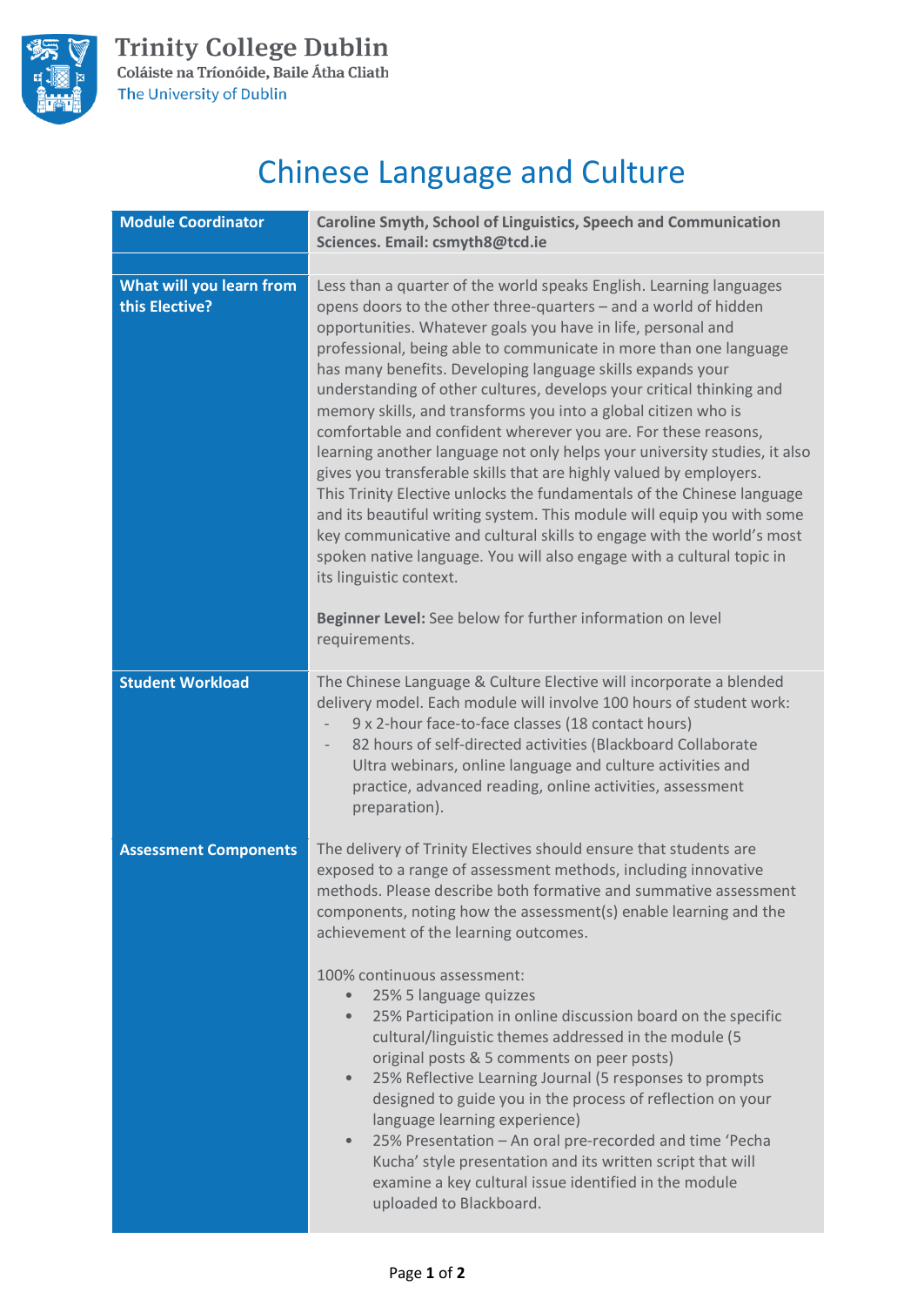Trinity College Dublin
Coláiste na Tríonóide, Baile Átha Cliath
The University of Dublin

# Chinese Language and Culture

| | |
|---|---|
| **Module Coordinator** | **Caroline Smyth, School of Linguistics, Speech and Communication Sciences. Email: csmyth8@tcd.ie** |
| | |
| **What will you learn from this Elective?** | Less than a quarter of the world speaks English. Learning languages opens doors to the other three-quarters – and a world of hidden opportunities. Whatever goals you have in life, personal and professional, being able to communicate in more than one language has many benefits. Developing language skills expands your understanding of other cultures, develops your critical thinking and memory skills, and transforms you into a global citizen who is comfortable and confident wherever you are. For these reasons, learning another language not only helps your university studies, it also gives you transferable skills that are highly valued by employers. This Trinity Elective unlocks the fundamentals of the Chinese language and its beautiful writing system. This module will equip you with some key communicative and cultural skills to engage with the world's most spoken native language. You will also engage with a cultural topic in its linguistic context.<br><br>**Beginner Level:** See below for further information on level requirements. |
| **Student Workload** | The Chinese Language & Culture Elective will incorporate a blended delivery model. Each module will involve 100 hours of student work:<br>- 9 x 2-hour face-to-face classes (18 contact hours)<br>- 82 hours of self-directed activities (Blackboard Collaborate Ultra webinars, online language and culture activities and practice, advanced reading, online activities, assessment preparation). |
| **Assessment Components** | The delivery of Trinity Electives should ensure that students are exposed to a range of assessment methods, including innovative methods. Please describe both formative and summative assessment components, noting how the assessment(s) enable learning and the achievement of the learning outcomes.<br><br>100% continuous assessment:<br>• 25% 5 language quizzes<br>• 25% Participation in online discussion board on the specific cultural/linguistic themes addressed in the module (5 original posts & 5 comments on peer posts)<br>• 25% Reflective Learning Journal (5 responses to prompts designed to guide you in the process of reflection on your language learning experience)<br>• 25% Presentation – An oral pre-recorded and time 'Pecha Kucha' style presentation and its written script that will examine a key cultural issue identified in the module uploaded to Blackboard. |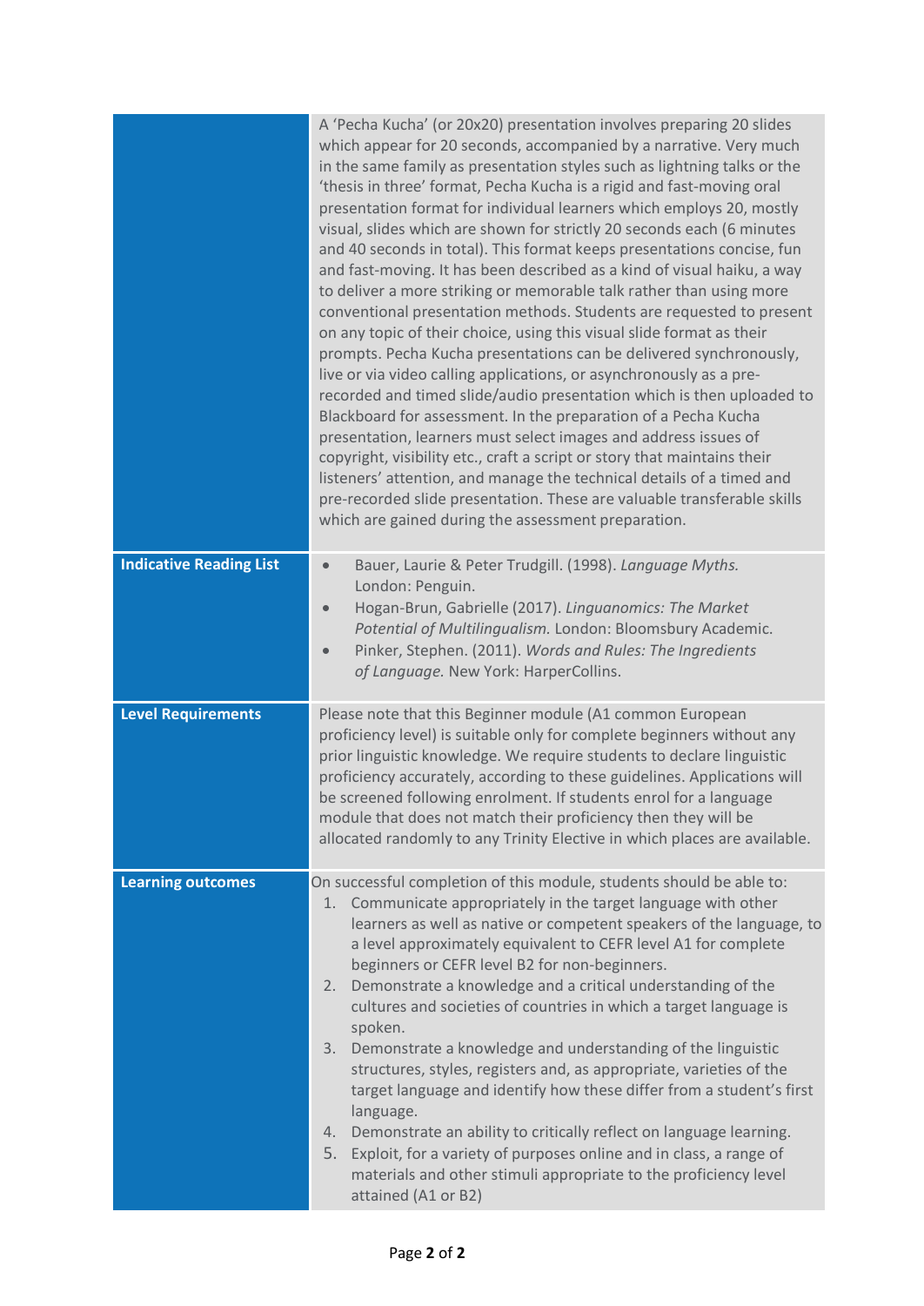| | |
|---|---|
| | A 'Pecha Kucha' (or 20x20) presentation involves preparing 20 slides which appear for 20 seconds, accompanied by a narrative. Very much in the same family as presentation styles such as lightning talks or the 'thesis in three' format, Pecha Kucha is a rigid and fast-moving oral presentation format for individual learners which employs 20, mostly visual, slides which are shown for strictly 20 seconds each (6 minutes and 40 seconds in total). This format keeps presentations concise, fun and fast-moving. It has been described as a kind of visual haiku, a way to deliver a more striking or memorable talk rather than using more conventional presentation methods. Students are requested to present on any topic of their choice, using this visual slide format as their prompts. Pecha Kucha presentations can be delivered synchronously, live or via video calling applications, or asynchronously as a pre-recorded and timed slide/audio presentation which is then uploaded to Blackboard for assessment. In the preparation of a Pecha Kucha presentation, learners must select images and address issues of copyright, visibility etc., craft a script or story that maintains their listeners' attention, and manage the technical details of a timed and pre-recorded slide presentation. These are valuable transferable skills which are gained during the assessment preparation. |
| **Indicative Reading List** | • Bauer, Laurie & Peter Trudgill. (1998). *Language Myths.* London: Penguin.<br>• Hogan-Brun, Gabrielle (2017). *Linguanomics: The Market Potential of Multilingualism.* London: Bloomsbury Academic.<br>• Pinker, Stephen. (2011). *Words and Rules: The Ingredients of Language.* New York: HarperCollins. |
| **Level Requirements** | Please note that this Beginner module (A1 common European proficiency level) is suitable only for complete beginners without any prior linguistic knowledge. We require students to declare linguistic proficiency accurately, according to these guidelines. Applications will be screened following enrolment. If students enrol for a language module that does not match their proficiency then they will be allocated randomly to any Trinity Elective in which places are available. |
| **Learning outcomes** | On successful completion of this module, students should be able to:<br>1. Communicate appropriately in the target language with other learners as well as native or competent speakers of the language, to a level approximately equivalent to CEFR level A1 for complete beginners or CEFR level B2 for non-beginners.<br>2. Demonstrate a knowledge and a critical understanding of the cultures and societies of countries in which a target language is spoken.<br>3. Demonstrate a knowledge and understanding of the linguistic structures, styles, registers and, as appropriate, varieties of the target language and identify how these differ from a student's first language.<br>4. Demonstrate an ability to critically reflect on language learning.<br>5. Exploit, for a variety of purposes online and in class, a range of materials and other stimuli appropriate to the proficiency level attained (A1 or B2) |